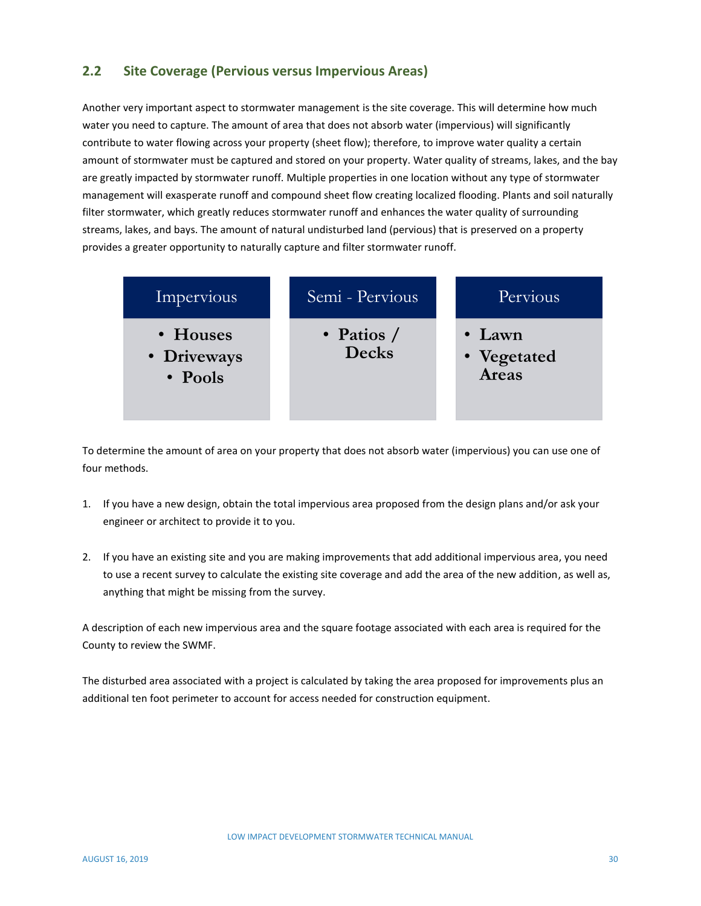## 2.2 Site Coverage (Pervious versus Impervious Areas)

Another very important aspect to stormwater management is the site coverage. This will determine how much water you need to capture. The amount of area that does not absorb water (impervious) will significantly contribute to water flowing across your property (sheet flow); therefore, to improve water quality a certain amount of stormwater must be captured and stored on your property. Water quality of streams, lakes, and the bay are greatly impacted by stormwater runoff. Multiple properties in one location without any type of stormwater management will exasperate runoff and compound sheet flow creating localized flooding. Plants and soil naturally filter stormwater, which greatly reduces stormwater runoff and enhances the water quality of surrounding streams, lakes, and bays. The amount of natural undisturbed land (pervious) that is preserved on a property provides a greater opportunity to naturally capture and filter stormwater runoff.

| Impervious | Semi - Pervious | Pervious |
|---|---|---|
| • Houses<br>• Driveways<br>• Pools | • Patios / Decks | • Lawn<br>• Vegetated Areas |

To determine the amount of area on your property that does not absorb water (impervious) you can use one of four methods.

1. If you have a new design, obtain the total impervious area proposed from the design plans and/or ask your engineer or architect to provide it to you.

2. If you have an existing site and you are making improvements that add additional impervious area, you need to use a recent survey to calculate the existing site coverage and add the area of the new addition, as well as, anything that might be missing from the survey.

A description of each new impervious area and the square footage associated with each area is required for the County to review the SWMF.

The disturbed area associated with a project is calculated by taking the area proposed for improvements plus an additional ten foot perimeter to account for access needed for construction equipment.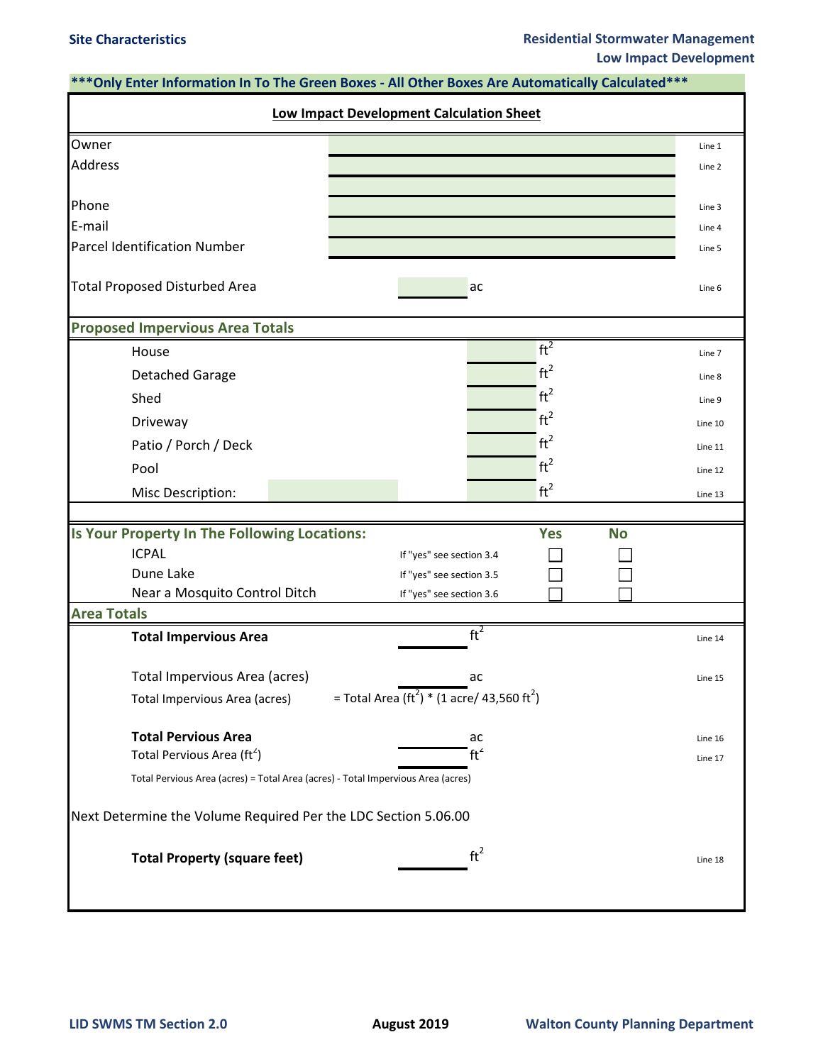**Site Characteristics**

**Residential Stormwater Management**
**Low Impact Development**

**\*\*\*Only Enter Information In To The Green Boxes - All Other Boxes Are Automatically Calculated\*\*\***

## Low Impact Development Calculation Sheet

| | | | |
|---|---|---|---|
| Owner | | | Line 1 |
| Address | | | Line 2 |
| | | | |
| Phone | | | Line 3 |
| E-mail | | | Line 4 |
| Parcel Identification Number | | | Line 5 |
| Total Proposed Disturbed Area | | ac | Line 6 |

### Proposed Impervious Area Totals

| | | | |
|---|---|---|---|
| House | | $ft^2$ | Line 7 |
| Detached Garage | | $ft^2$ | Line 8 |
| Shed | | $ft^2$ | Line 9 |
| Driveway | | $ft^2$ | Line 10 |
| Patio / Porch / Deck | | $ft^2$ | Line 11 |
| Pool | | $ft^2$ | Line 12 |
| Misc Description: | | $ft^2$ | Line 13 |

### Is Your Property In The Following Locations:

| | | Yes | No |
|---|---|---|---|
| ICPAL | If "yes" see section 3.4 | ☐ | ☐ |
| Dune Lake | If "yes" see section 3.5 | ☐ | ☐ |
| Near a Mosquito Control Ditch | If "yes" see section 3.6 | ☐ | ☐ |

### Area Totals

| | | | |
|---|---|---|---|
| **Total Impervious Area** | | $ft^2$ | Line 14 |
| Total Impervious Area (acres) | | ac | Line 15 |
| Total Impervious Area (acres) | = Total Area ($ft^2$) * (1 acre/ 43,560 $ft^2$) | | |
| **Total Pervious Area** | | ac | Line 16 |
| Total Pervious Area ($ft^2$) | | $ft^2$ | Line 17 |

Total Pervious Area (acres) = Total Area (acres) - Total Impervious Area (acres)

Next Determine the Volume Required Per the LDC Section 5.06.00

| | | | |
|---|---|---|---|
| **Total Property (square feet)** | | $ft^2$ | Line 18 |

LID SWMS TM Section 2.0 | **August 2019** | Walton County Planning Department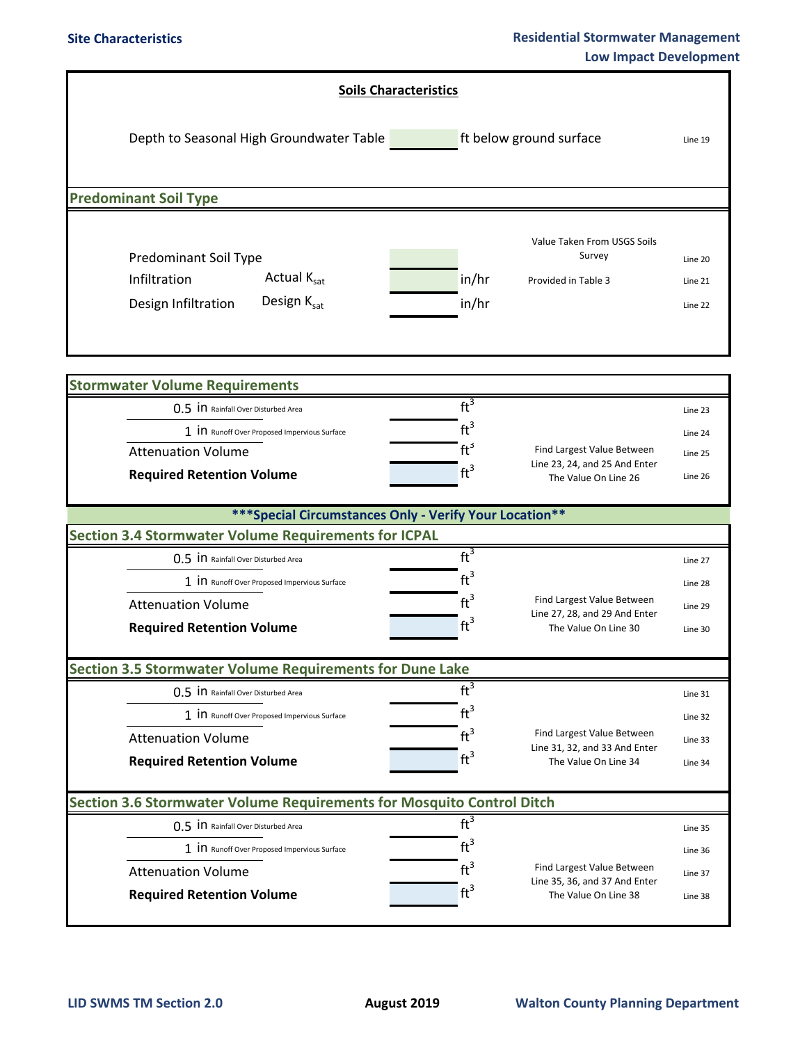## Soils Characteristics

| | | | |
|---|---|---|---|
| Depth to Seasonal High Groundwater Table | | ft below ground surface | Line 19 |

## Predominant Soil Type

| | | | | | |
|---|---|---|---|---|---|
| Predominant Soil Type | | | | Value Taken From USGS Soils Survey | Line 20 |
| Infiltration | Actual $K_{sat}$ | | in/hr | Provided in Table 3 | Line 21 |
| Design Infiltration | Design $K_{sat}$ | | in/hr | | Line 22 |

## Stormwater Volume Requirements

| | | | | |
|---|---|---|---|---|
| 0.5 in Rainfall Over Disturbed Area | | $ft^3$ | | Line 23 |
| 1 in Runoff Over Proposed Impervious Surface | | $ft^3$ | | Line 24 |
| Attenuation Volume | | $ft^3$ | Find Largest Value Between Line 23, 24, and 25 And Enter The Value On Line 26 | Line 25 |
| **Required Retention Volume** | | $ft^3$ | | Line 26 |

***Special Circumstances Only - Verify Your Location**

## Section 3.4 Stormwater Volume Requirements for ICPAL

| | | | | |
|---|---|---|---|---|
| 0.5 in Rainfall Over Disturbed Area | | $ft^3$ | | Line 27 |
| 1 in Runoff Over Proposed Impervious Surface | | $ft^3$ | | Line 28 |
| Attenuation Volume | | $ft^3$ | Find Largest Value Between Line 27, 28, and 29 And Enter The Value On Line 30 | Line 29 |
| **Required Retention Volume** | | $ft^3$ | | Line 30 |

## Section 3.5 Stormwater Volume Requirements for Dune Lake

| | | | | |
|---|---|---|---|---|
| 0.5 in Rainfall Over Disturbed Area | | $ft^3$ | | Line 31 |
| 1 in Runoff Over Proposed Impervious Surface | | $ft^3$ | | Line 32 |
| Attenuation Volume | | $ft^3$ | Find Largest Value Between Line 31, 32, and 33 And Enter The Value On Line 34 | Line 33 |
| **Required Retention Volume** | | $ft^3$ | | Line 34 |

## Section 3.6 Stormwater Volume Requirements for Mosquito Control Ditch

| | | | | |
|---|---|---|---|---|
| 0.5 in Rainfall Over Disturbed Area | | $ft^3$ | | Line 35 |
| 1 in Runoff Over Proposed Impervious Surface | | $ft^3$ | | Line 36 |
| Attenuation Volume | | $ft^3$ | Find Largest Value Between Line 35, 36, and 37 And Enter The Value On Line 38 | Line 37 |
| **Required Retention Volume** | | $ft^3$ | | Line 38 |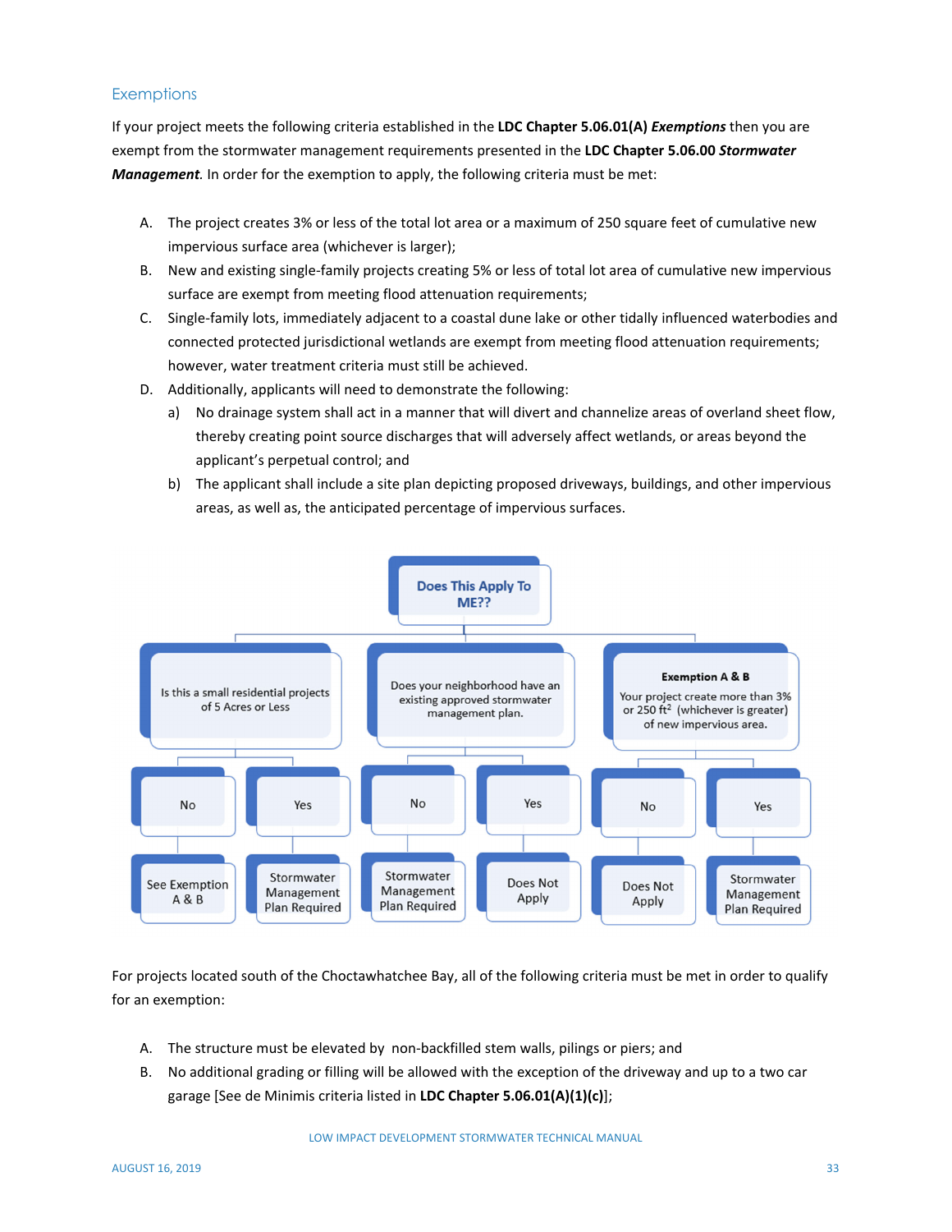## Exemptions

If your project meets the following criteria established in the **LDC Chapter 5.06.01(A)** ***Exemptions*** then you are exempt from the stormwater management requirements presented in the **LDC Chapter 5.06.00** ***Stormwater Management.*** In order for the exemption to apply, the following criteria must be met:

A. The project creates 3% or less of the total lot area or a maximum of 250 square feet of cumulative new impervious surface area (whichever is larger);

B. New and existing single-family projects creating 5% or less of total lot area of cumulative new impervious surface are exempt from meeting flood attenuation requirements;

C. Single-family lots, immediately adjacent to a coastal dune lake or other tidally influenced waterbodies and connected protected jurisdictional wetlands are exempt from meeting flood attenuation requirements; however, water treatment criteria must still be achieved.

D. Additionally, applicants will need to demonstrate the following:

   a) No drainage system shall act in a manner that will divert and channelize areas of overland sheet flow, thereby creating point source discharges that will adversely affect wetlands, or areas beyond the applicant's perpetual control; and

   b) The applicant shall include a site plan depicting proposed driveways, buildings, and other impervious areas, as well as, the anticipated percentage of impervious surfaces.

**Does This Apply To ME??**

- Is this a small residential projects of 5 Acres or Less
  - No → See Exemption A & B
  - Yes → Stormwater Management Plan Required
- Does your neighborhood have an existing approved stormwater management plan.
  - No → Stormwater Management Plan Required
  - Yes → Does Not Apply
- **Exemption A & B** — Your project create more than 3% or 250 ft$^2$ (whichever is greater) of new impervious area.
  - No → Does Not Apply
  - Yes → Stormwater Management Plan Required

For projects located south of the Choctawhatchee Bay, all of the following criteria must be met in order to qualify for an exemption:

A. The structure must be elevated by non-backfilled stem walls, pilings or piers; and

B. No additional grading or filling will be allowed with the exception of the driveway and up to a two car garage [See de Minimis criteria listed in **LDC Chapter 5.06.01(A)(1)(c)**];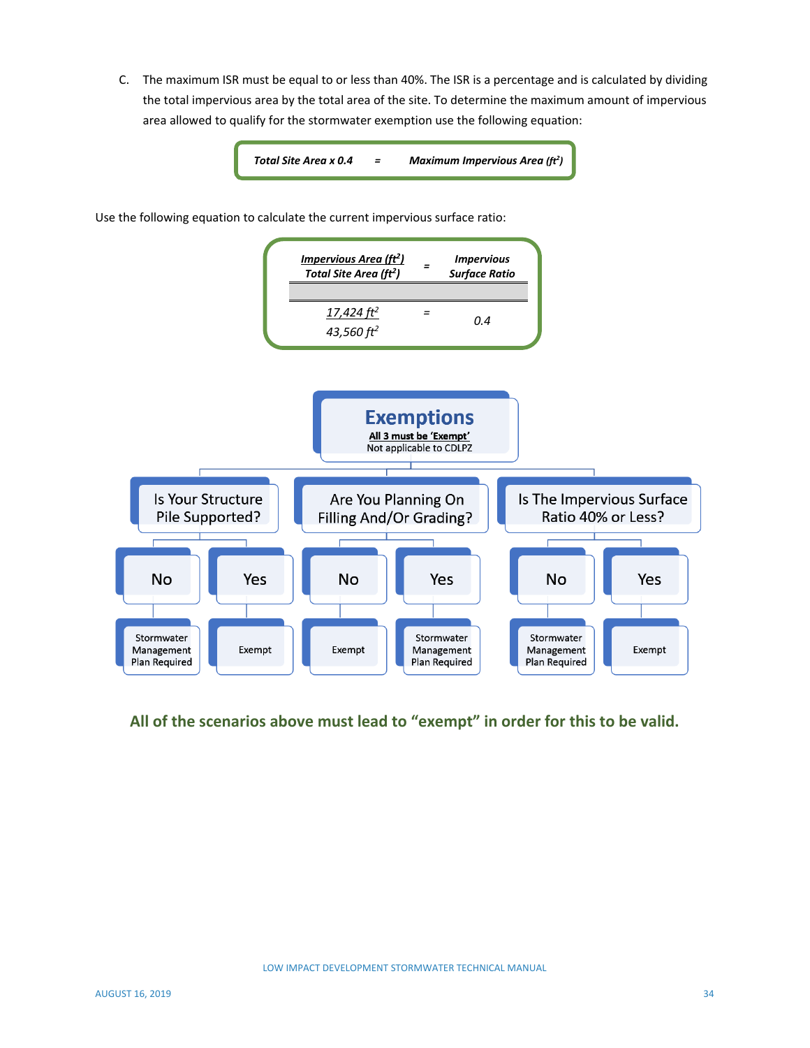C. The maximum ISR must be equal to or less than 40%. The ISR is a percentage and is calculated by dividing the total impervious area by the total area of the site. To determine the maximum amount of impervious area allowed to qualify for the stormwater exemption use the following equation:

$$\text{Total Site Area} \times 0.4 = \text{Maximum Impervious Area } (ft^2)$$

Use the following equation to calculate the current impervious surface ratio:

$$\frac{\text{Impervious Area } (ft^2)}{\text{Total Site Area } (ft^2)} = \text{Impervious Surface Ratio}$$

$$\frac{17{,}424\ ft^2}{43{,}560\ ft^2} = 0.4$$

**Exemptions**

**All 3 must be 'Exempt'**

Not applicable to CDLPZ

Is Your Structure Pile Supported?
No
Stormwater Management Plan Required
Yes
Exempt

Are You Planning On Filling And/Or Grading?
No
Exempt
Yes
Stormwater Management Plan Required

Is The Impervious Surface Ratio 40% or Less?
No
Stormwater Management Plan Required
Yes
Exempt

**All of the scenarios above must lead to "exempt" in order for this to be valid.**